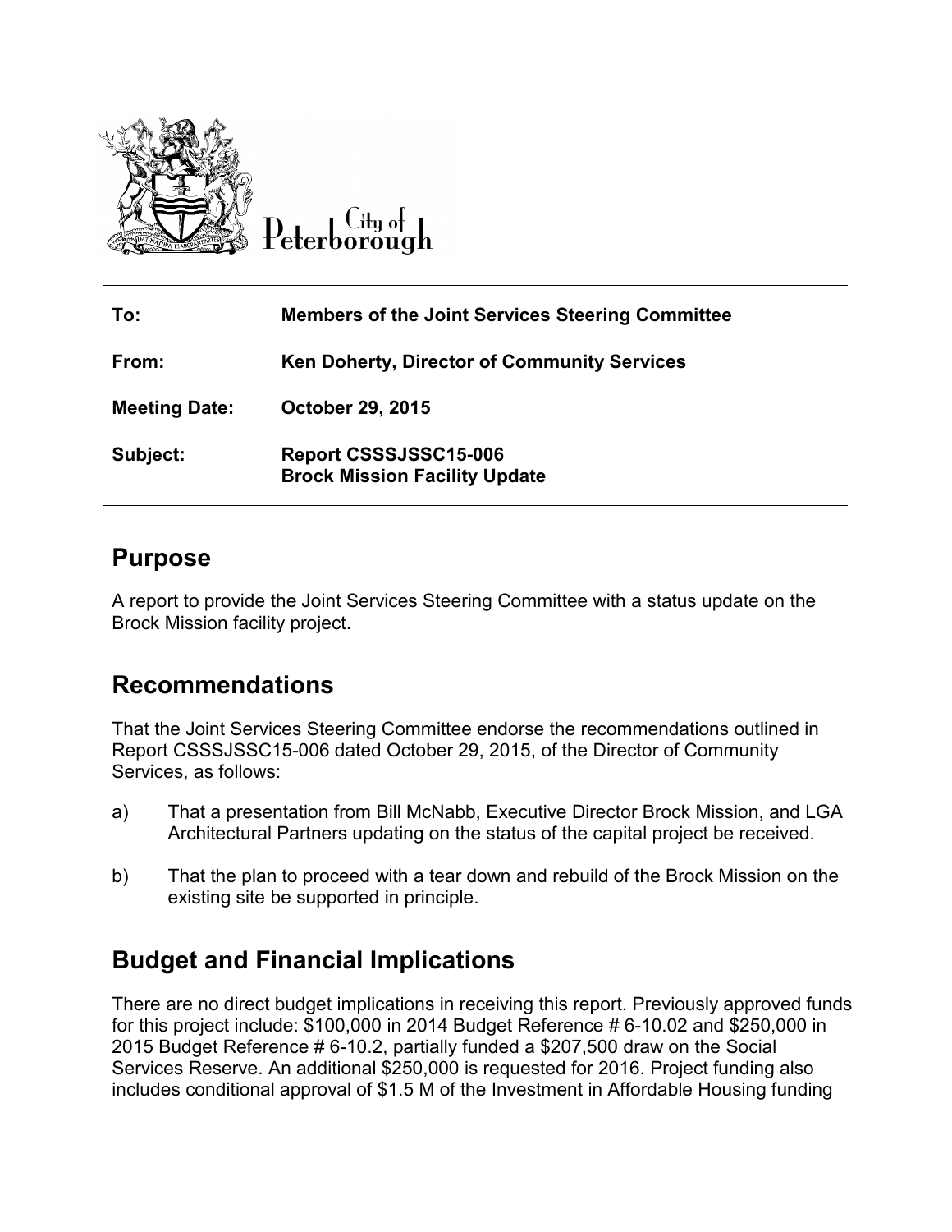City of Peterborough

| | |
|---|---|
| **To:** | **Members of the Joint Services Steering Committee** |
| **From:** | **Ken Doherty, Director of Community Services** |
| **Meeting Date:** | **October 29, 2015** |
| **Subject:** | **Report CSSSJSSC15-006**<br>**Brock Mission Facility Update** |

## Purpose

A report to provide the Joint Services Steering Committee with a status update on the Brock Mission facility project.

## Recommendations

That the Joint Services Steering Committee endorse the recommendations outlined in Report CSSSJSSC15-006 dated October 29, 2015, of the Director of Community Services, as follows:

a) That a presentation from Bill McNabb, Executive Director Brock Mission, and LGA Architectural Partners updating on the status of the capital project be received.

b) That the plan to proceed with a tear down and rebuild of the Brock Mission on the existing site be supported in principle.

## Budget and Financial Implications

There are no direct budget implications in receiving this report. Previously approved funds for this project include: $100,000 in 2014 Budget Reference # 6-10.02 and $250,000 in 2015 Budget Reference # 6-10.2, partially funded a $207,500 draw on the Social Services Reserve. An additional $250,000 is requested for 2016. Project funding also includes conditional approval of $1.5 M of the Investment in Affordable Housing funding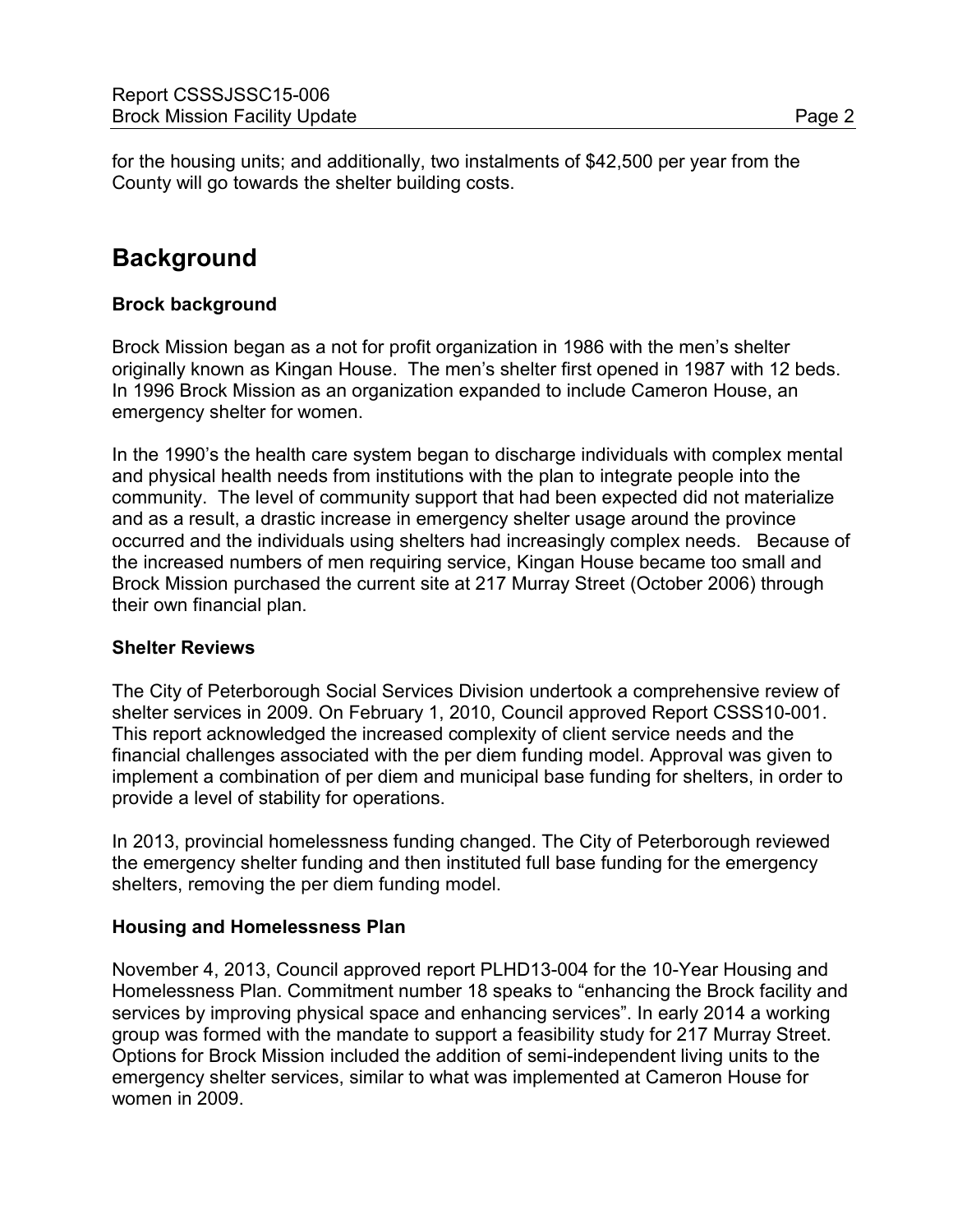for the housing units; and additionally, two instalments of $42,500 per year from the County will go towards the shelter building costs.

## Background

### Brock background

Brock Mission began as a not for profit organization in 1986 with the men's shelter originally known as Kingan House. The men's shelter first opened in 1987 with 12 beds. In 1996 Brock Mission as an organization expanded to include Cameron House, an emergency shelter for women.

In the 1990's the health care system began to discharge individuals with complex mental and physical health needs from institutions with the plan to integrate people into the community. The level of community support that had been expected did not materialize and as a result, a drastic increase in emergency shelter usage around the province occurred and the individuals using shelters had increasingly complex needs. Because of the increased numbers of men requiring service, Kingan House became too small and Brock Mission purchased the current site at 217 Murray Street (October 2006) through their own financial plan.

### Shelter Reviews

The City of Peterborough Social Services Division undertook a comprehensive review of shelter services in 2009. On February 1, 2010, Council approved Report CSSS10-001. This report acknowledged the increased complexity of client service needs and the financial challenges associated with the per diem funding model. Approval was given to implement a combination of per diem and municipal base funding for shelters, in order to provide a level of stability for operations.

In 2013, provincial homelessness funding changed. The City of Peterborough reviewed the emergency shelter funding and then instituted full base funding for the emergency shelters, removing the per diem funding model.

### Housing and Homelessness Plan

November 4, 2013, Council approved report PLHD13-004 for the 10-Year Housing and Homelessness Plan. Commitment number 18 speaks to "enhancing the Brock facility and services by improving physical space and enhancing services". In early 2014 a working group was formed with the mandate to support a feasibility study for 217 Murray Street. Options for Brock Mission included the addition of semi-independent living units to the emergency shelter services, similar to what was implemented at Cameron House for women in 2009.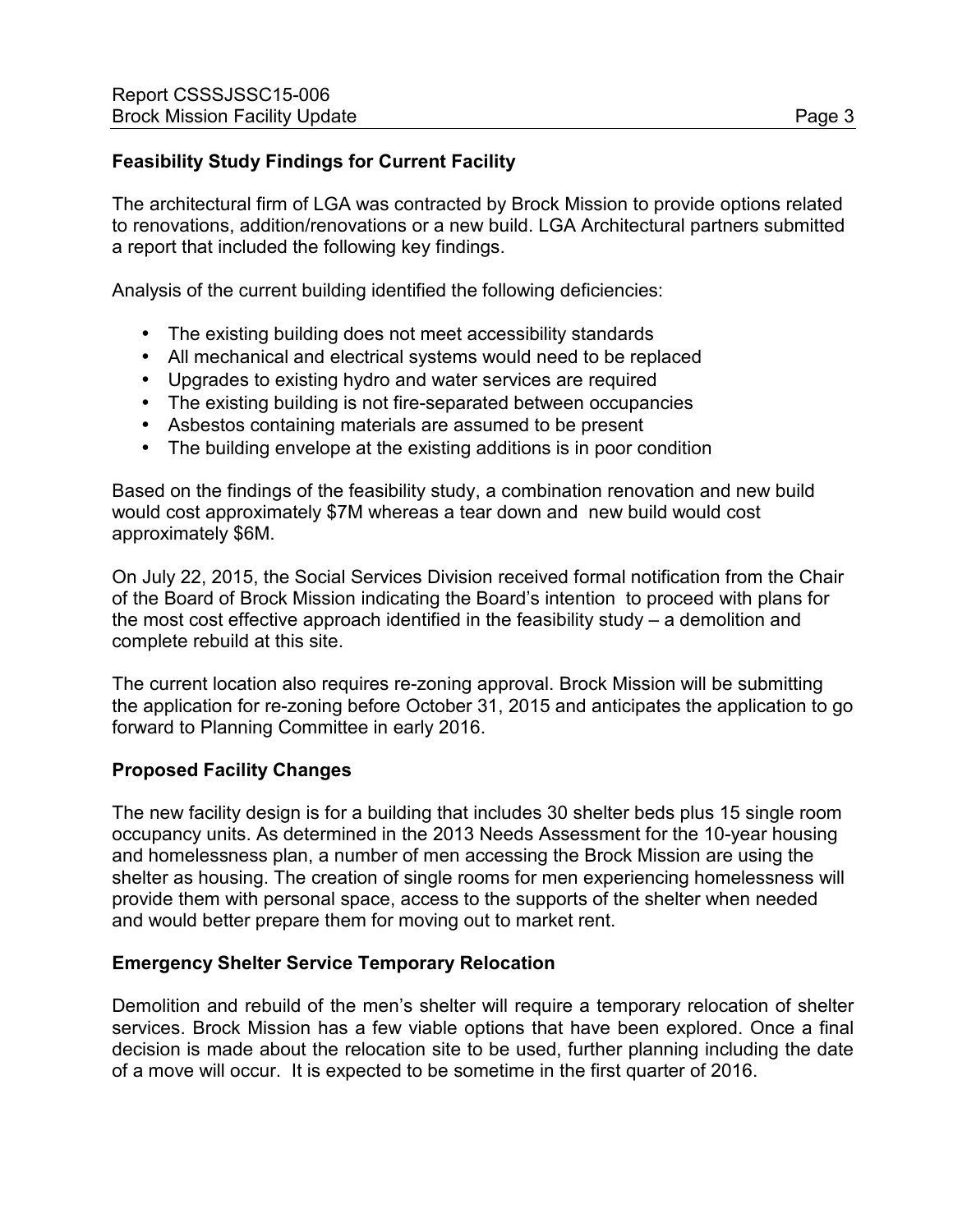**Feasibility Study Findings for Current Facility**

The architectural firm of LGA was contracted by Brock Mission to provide options related to renovations, addition/renovations or a new build. LGA Architectural partners submitted a report that included the following key findings.

Analysis of the current building identified the following deficiencies:

- The existing building does not meet accessibility standards
- All mechanical and electrical systems would need to be replaced
- Upgrades to existing hydro and water services are required
- The existing building is not fire-separated between occupancies
- Asbestos containing materials are assumed to be present
- The building envelope at the existing additions is in poor condition

Based on the findings of the feasibility study, a combination renovation and new build would cost approximately $7M whereas a tear down and new build would cost approximately $6M.

On July 22, 2015, the Social Services Division received formal notification from the Chair of the Board of Brock Mission indicating the Board's intention to proceed with plans for the most cost effective approach identified in the feasibility study – a demolition and complete rebuild at this site.

The current location also requires re-zoning approval. Brock Mission will be submitting the application for re-zoning before October 31, 2015 and anticipates the application to go forward to Planning Committee in early 2016.

**Proposed Facility Changes**

The new facility design is for a building that includes 30 shelter beds plus 15 single room occupancy units. As determined in the 2013 Needs Assessment for the 10-year housing and homelessness plan, a number of men accessing the Brock Mission are using the shelter as housing. The creation of single rooms for men experiencing homelessness will provide them with personal space, access to the supports of the shelter when needed and would better prepare them for moving out to market rent.

**Emergency Shelter Service Temporary Relocation**

Demolition and rebuild of the men's shelter will require a temporary relocation of shelter services. Brock Mission has a few viable options that have been explored. Once a final decision is made about the relocation site to be used, further planning including the date of a move will occur. It is expected to be sometime in the first quarter of 2016.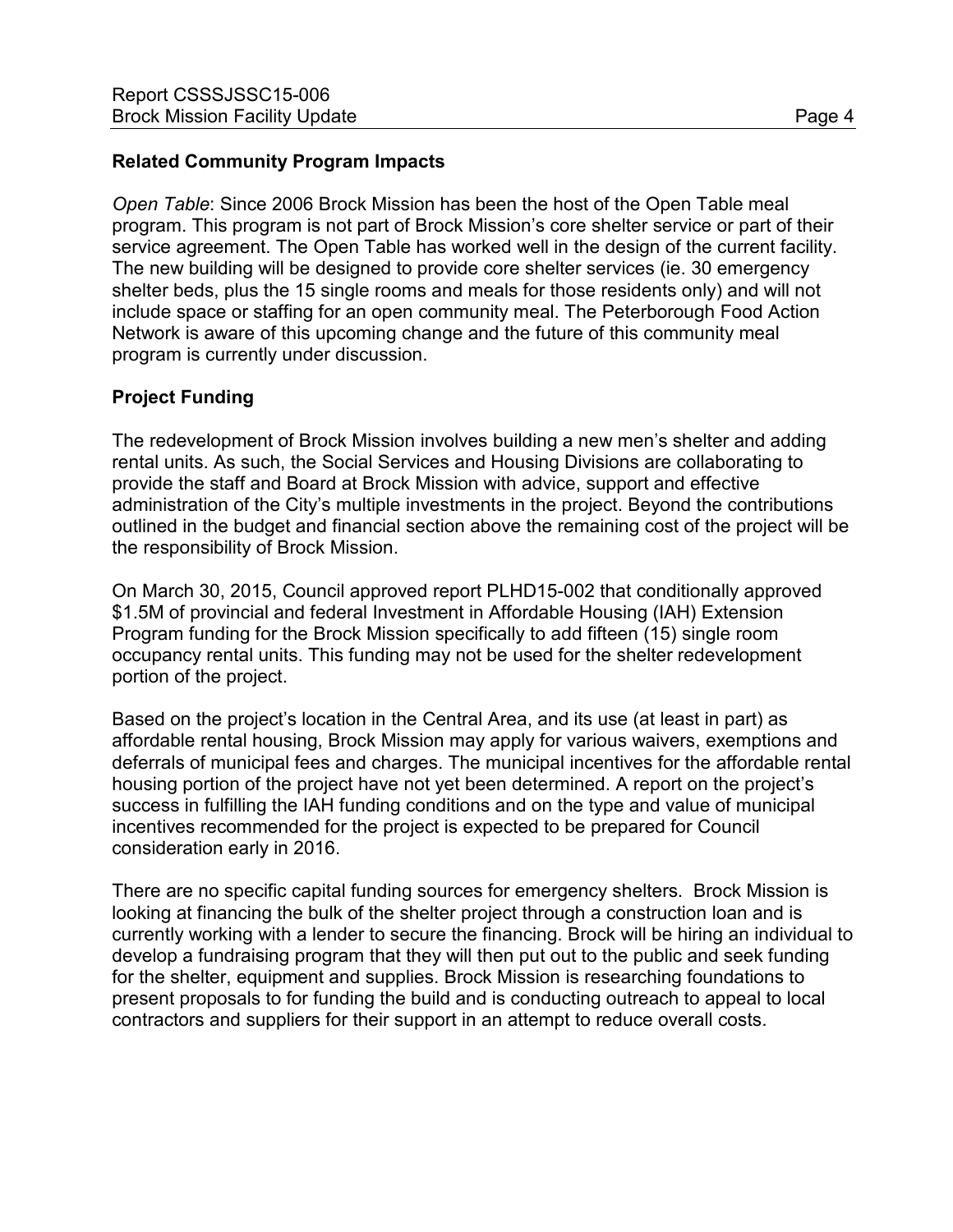**Related Community Program Impacts**

*Open Table*: Since 2006 Brock Mission has been the host of the Open Table meal program. This program is not part of Brock Mission's core shelter service or part of their service agreement. The Open Table has worked well in the design of the current facility. The new building will be designed to provide core shelter services (ie. 30 emergency shelter beds, plus the 15 single rooms and meals for those residents only) and will not include space or staffing for an open community meal. The Peterborough Food Action Network is aware of this upcoming change and the future of this community meal program is currently under discussion.

**Project Funding**

The redevelopment of Brock Mission involves building a new men's shelter and adding rental units. As such, the Social Services and Housing Divisions are collaborating to provide the staff and Board at Brock Mission with advice, support and effective administration of the City's multiple investments in the project. Beyond the contributions outlined in the budget and financial section above the remaining cost of the project will be the responsibility of Brock Mission.

On March 30, 2015, Council approved report PLHD15-002 that conditionally approved $1.5M of provincial and federal Investment in Affordable Housing (IAH) Extension Program funding for the Brock Mission specifically to add fifteen (15) single room occupancy rental units. This funding may not be used for the shelter redevelopment portion of the project.

Based on the project's location in the Central Area, and its use (at least in part) as affordable rental housing, Brock Mission may apply for various waivers, exemptions and deferrals of municipal fees and charges. The municipal incentives for the affordable rental housing portion of the project have not yet been determined. A report on the project's success in fulfilling the IAH funding conditions and on the type and value of municipal incentives recommended for the project is expected to be prepared for Council consideration early in 2016.

There are no specific capital funding sources for emergency shelters. Brock Mission is looking at financing the bulk of the shelter project through a construction loan and is currently working with a lender to secure the financing. Brock will be hiring an individual to develop a fundraising program that they will then put out to the public and seek funding for the shelter, equipment and supplies. Brock Mission is researching foundations to present proposals to for funding the build and is conducting outreach to appeal to local contractors and suppliers for their support in an attempt to reduce overall costs.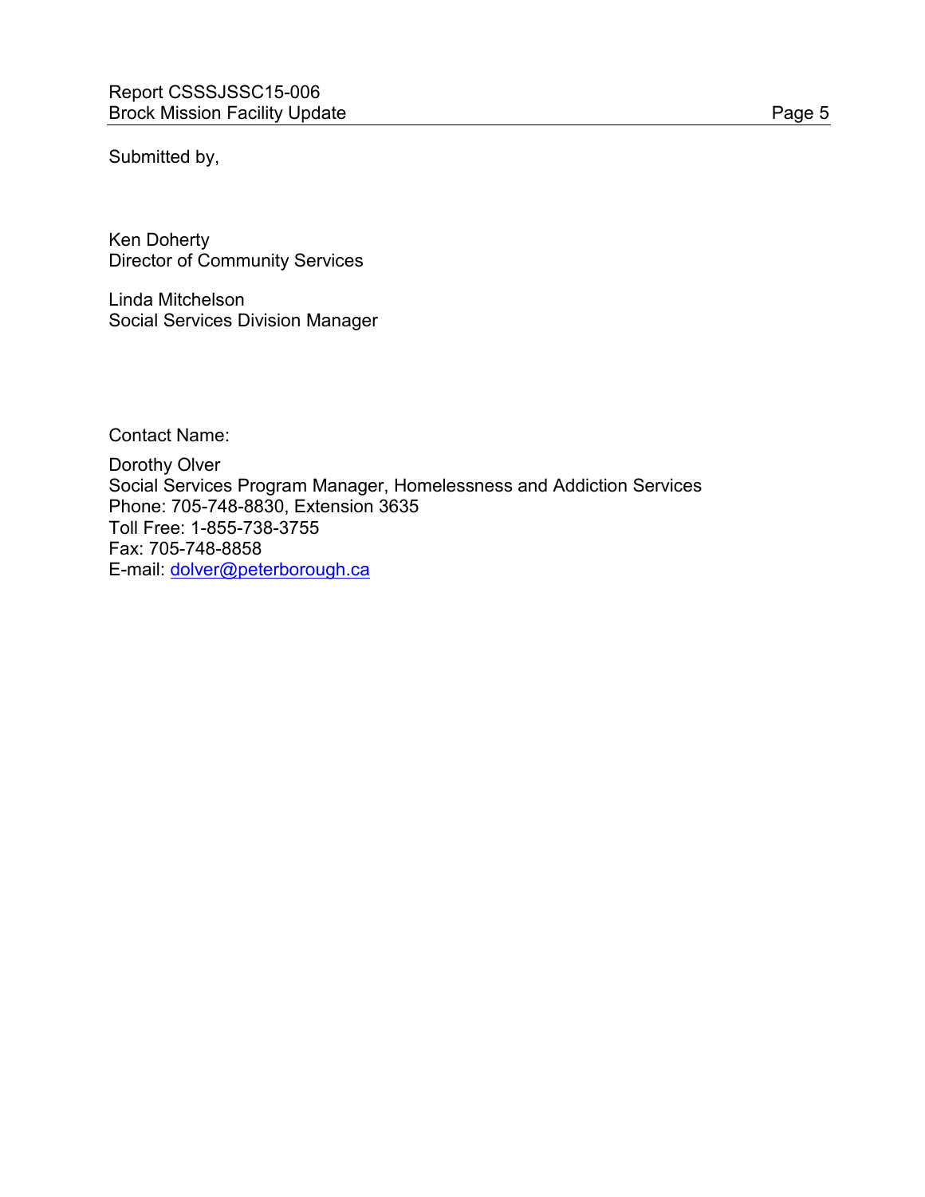Submitted by,

Ken Doherty
Director of Community Services

Linda Mitchelson
Social Services Division Manager

Contact Name:

Dorothy Olver
Social Services Program Manager, Homelessness and Addiction Services
Phone: 705-748-8830, Extension 3635
Toll Free: 1-855-738-3755
Fax: 705-748-8858
E-mail: dolver@peterborough.ca